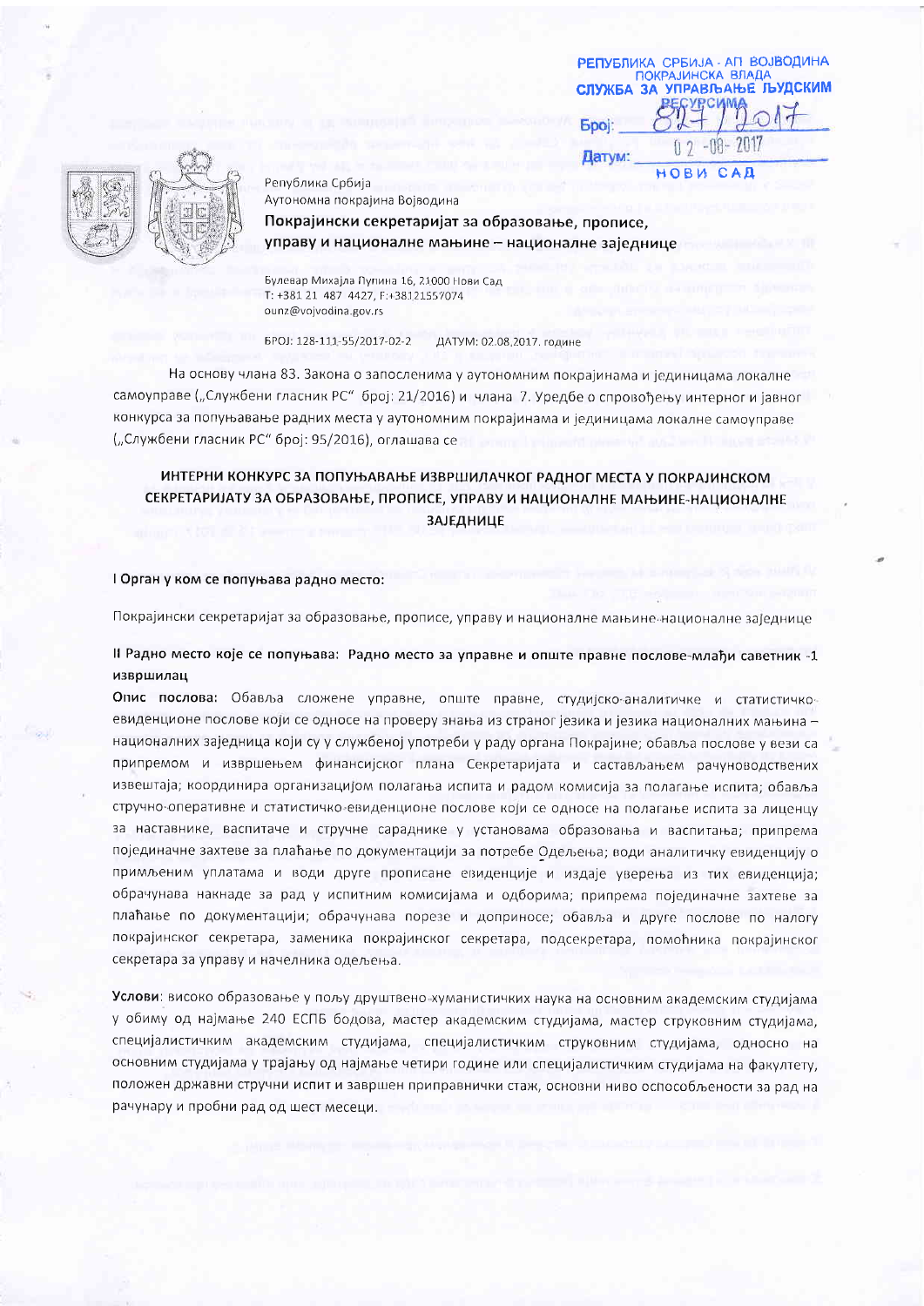РЕПУБЛИКА СРБИЈА - АП ВОЈВОДИНА
ПОКРАЈИНСКА ВЛАДА
СЛУЖБА ЗА УПРАВЉАЊЕ ЉУДСКИМ РЕСУРСИМА

Број: 827/2017

Датум: 02-08-2017

НОВИ САД

Република Србија
Аутономна покрајина Војводина

**Покрајински секретаријат за образовање, прописе, управу и националне мањине – националне заједнице**

Булевар Михајла Пупина 16, 21000 Нови Сад
Т: +381 21 487 4427, F:+38121557074
ounz@vojvodina.gov.rs

БРОЈ: 128-111-55/2017-02-2 ДАТУМ: 02.08.2017. године

На основу члана 83. Закона о запосленима у аутономним покрајинама и јединицама локалне самоуправе („Службени гласник РС" број: 21/2016) и члана 7. Уредбе о спровођењу интерног и јавног конкурса за попуњавање радних места у аутономним покрајинама и јединицама локалне самоуправе („Службени гласник РС" број: 95/2016), оглашава се

## ИНТЕРНИ КОНКУРС ЗА ПОПУЊАВАЊЕ ИЗВРШИЛАЧКОГ РАДНОГ МЕСТА У ПОКРАЈИНСКОМ СЕКРЕТАРИЈАТУ ЗА ОБРАЗОВАЊЕ, ПРОПИСЕ, УПРАВУ И НАЦИОНАЛНЕ МАЊИНЕ-НАЦИОНАЛНЕ ЗАЈЕДНИЦЕ

**I Орган у ком се попуњава радно место:**

Покрајински секретаријат за образовање, прописе, управу и националне мањине-националне заједнице

**II Радно место које се попуњава: Радно место за управне и опште правне послове-млађи саветник -1 извршилац**

**Опис послова:** Обавља сложене управне, опште правне, студијско-аналитичке и статистичко-евиденционе послове који се односе на проверу знања из страног језика и језика националних мањина – националних заједница који су у службеној употреби у раду органа Покрајине; обавља послове у вези са припремом и извршењем финансијског плана Секретаријата и састављањем рачуноводствених извештаја; координира организацијом полагања испита и радом комисија за полагање испита; обавља стручно-оперативне и статистичко-евиденционе послове који се односе на полагање испита за лиценцу за наставнике, васпитаче и стручне сараднике у установама образовања и васпитања; припрема појединачне захтеве за плаћање по документацији за потребе Одељења; води аналитичку евиденцију о примљеним уплатама и води друге прописане евиденције и издаје уверења из тих евиденција; обрачунава накнаде за рад у испитним комисијама и одборима; припрема појединачне захтеве за плаћање по документацији; обрачунава порезе и доприносе; обавља и друге послове по налогу покрајинског секретара, заменика покрајинског секретара, подсекретара, помоћника покрајинског секретара за управу и начелника одељења.

**Услови**: високо образовање у пољу друштвено-хуманистичких наука на основним академским студијама у обиму од најмање 240 ЕСПБ бодова, мастер академским студијама, мастер струковним студијама, специјалистичким академским студијама, специјалистичким струковним студијама, односно на основним студијама у трајању од најмање четири године или специјалистичким студијама на факултету, положен државни стручни испит и завршен приправнички стаж, основни ниво оспособљености за рад на рачунару и пробни рад од шест месеци.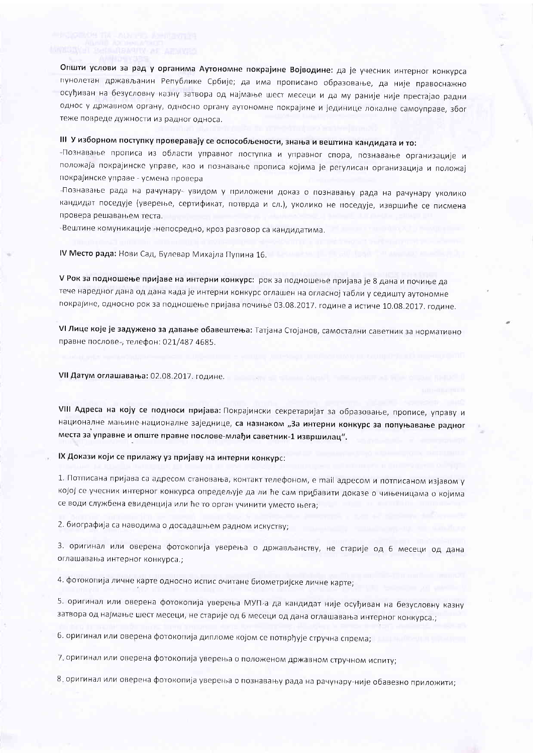**Општи услови за рад у органима Аутономне покрајине Војводине:** да је учесник интерног конкурса пунолетан држављанин Републике Србије; да има прописано образовање, да није правоснажно осуђиван на безусловну казну затвора од најмање шест месеци и да му раније није престајао радни однос у државном органу, односно органу аутономне покрајине и јединице локалне самоуправе, због теже повреде дужности из радног односа.

**III У изборном поступку проверавају се оспособљености, знања и вештина кандидата и то:**

-Познавање прописа из области управног поступка и управног спора, познавање организације и положаја покрајинске управе, као и познавање прописа којима је регулисан организација и положај покрајинске управе - усмена провера

-Познавање рада на рачунару- увидом у приложени доказ о познавању рада на рачунару уколико кандидат поседује (уверење, сертификат, потврда и сл.), уколико не поседује, извршиће се писмена провера решавањем теста.

-Вештине комуникације -непосредно, кроз разговор са кандидатима.

**IV Место рада:** Нови Сад, Булевар Михајла Пупина 16.

**V Рок за подношење пријаве на интерни конкурс:** рок за подношење пријава је 8 дана и почиње да тече наредног дана од дана када је интерни конкурс оглашен на огласној табли у седишту аутономне покрајине, односно рок за подношење пријава почиње 03.08.2017. године а истиче 10.08.2017. године.

**VI Лице које је задужено за давање обавештења:** Татјана Стојанов, самостални саветник за нормативно правне послове-, телефон: 021/487 4685.

**VII Датум оглашавања:** 02.08.2017. године.

**VIII Адреса на коју се подноси пријава:** Покрајински секретаријат за образовање, прописе, управу и националне мањине-националне заједнице, **са назнаком „За интерни конкурс за попуњавање радног места за управне и опште правне послове-млађи саветник-1 извршилац".**

**IX Докази који се прилажу уз пријаву на интерни конкурс:**

1. Потписана пријава са адресом становања, контакт телефоном, е mail адресом и потписаном изјавом у којој се учесник интерног конкурса опредељује да ли ће сам прибавити доказе о чињеницама о којима се води службена евиденција или ће то орган учинити уместо њега;

2. биографија са наводима о досадашњем радном искуству;

3. оригинал или оверена фотокопија уверења о држављанству, не старије од 6 месеци од дана оглашавања интерног конкурса.;

4. фотокопија личне карте односно испис очитане биометријске личне карте;

5. оригинал или оверена фотокопија уверења МУП-а да кандидат није осуђиван на безусловну казну затвора од најмање шест месеци, не старије од 6 месеци од дана оглашавања интерног конкурса.;

6. оригинал или оверена фотокопија дипломе којом се потврђује стручна спрема;

7. оригинал или оверена фотокопија уверења о положеном државном стручном испиту;

8. оригинал или оверена фотокопија уверења о познавању рада на рачунару-није обавезно приложити;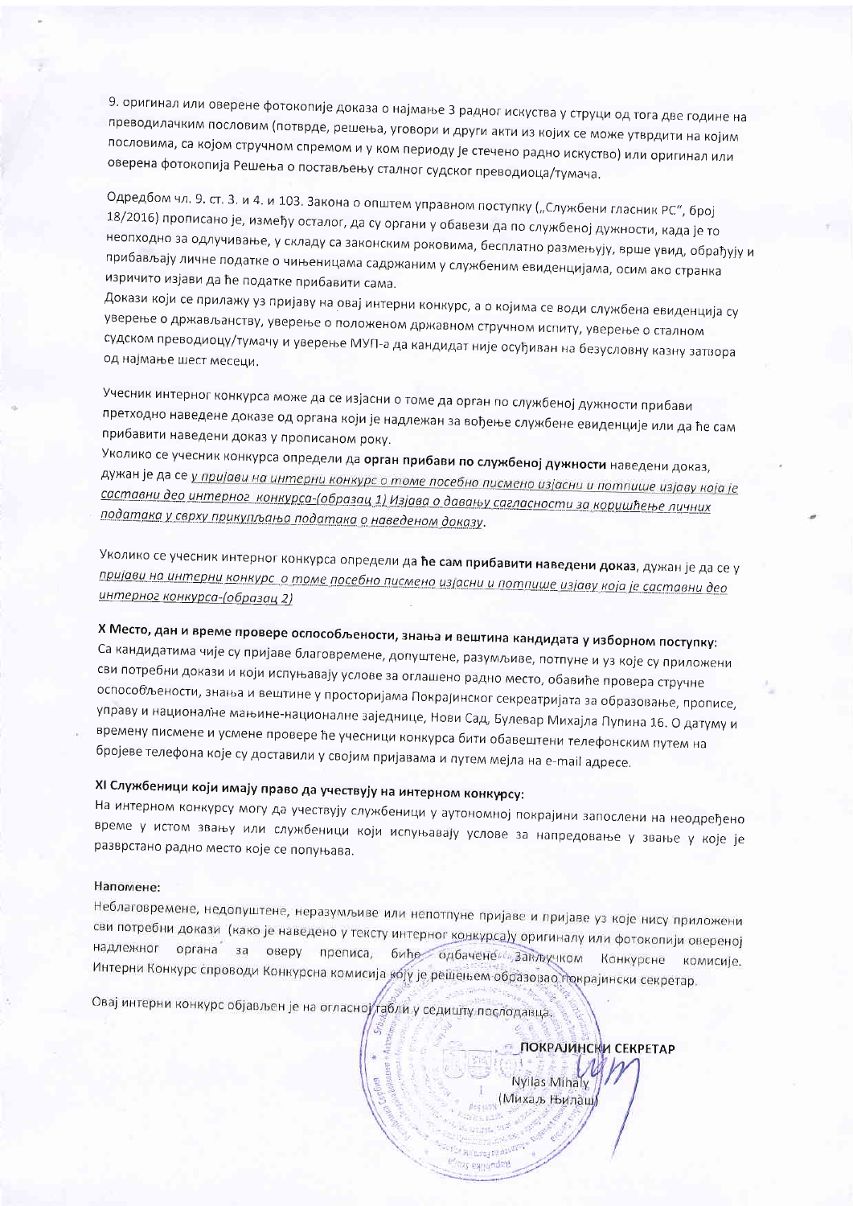9. оригинал или оверене фотокопије доказа о најмање 3 радног искуства у струци од тога две године на преводилачким пословим (потврде, решења, уговори и други акти из којих се може утврдити на којим пословима, са којом стручном спремом и у ком периоду је стечено радно искуство) или оригинал или оверена фотокопија Решења о постављењу сталног судског преводиоца/тумача.

Одредбом чл. 9. ст. 3. и 4. и 103. Закона о општем управном поступку („Службени гласник РС", број 18/2016) прописано је, између осталог, да су органи у обавези да по службеној дужности, када је то неопходно за одлучивање, у складу са законским роковима, бесплатно размењују, врше увид, обрађују и прибављају личне податке о чињеницама садржаним у службеним евиденцијама, осим ако странка изричито изјави да ће податке прибавити сама.

Докази који се прилажу уз пријаву на овај интерни конкурс, а о којима се води службена евиденција су уверење о држављанству, уверење о положеном државном стручном испиту, уверење о сталном судском преводиоцу/тумачу и уверење МУП-а да кандидат није осуђиван на безусловну казну затвора од најмање шест месеци.

Учесник интерног конкурса може да се изјасни о томе да орган по службеној дужности прибави претходно наведене доказе од органа који је надлежан за вођење службене евиденције или да ће сам прибавити наведени доказ у прописаном року.

Уколико се учесник конкурса определи да **орган прибави по службеној дужности** наведени доказ, дужан је да се *у пријави на интерни конкурс о томе посебно писмено изјасни и потпише изјаву која је саставни део интерног конкурса-(образац 1) Изјава о давању сагласности за коришћење личних података у сврху прикупљања података о наведеном доказу.*

Уколико се учесник интерног конкурса определи да **ће сам прибавити наведени доказ**, дужан је да се у *пријави на интерни конкурс о томе посебно писмено изјасни и потпише изјаву која је саставни део интерног конкурса-(образац 2)*

## X Место, дан и време провере оспособљености, знања и вештина кандидата у изборном поступку:

Са кандидатима чије су пријаве благовремене, допуштене, разумљиве, потпуне и уз које су приложени сви потребни докази и који испуњавају услове за оглашено радно место, обавиће провера стручне оспособљености, знања и вештине у просторијама Покрајинског секреатријата за образовање, прописе, управу и националне мањине-националне заједнице, Нови Сад, Булевар Михајла Пупина 16. О датуму и времену писмене и усмене провере ће учесници конкурса бити обавештени телефонским путем на бројеве телефона које су доставили у својим пријавама и путем мејла на e-mail адресе.

## XI Службеници који имају право да учествују на интерном конкурсу:

На интерном конкурсу могу да учествују службеници у аутономној покрајини запослени на неодређено време у истом звању или службеници који испуњавају услове за напредовање у звање у које је разврстано радно место које се попуњава.

**Напомене:**

Неблаговремене, недопуштене, неразумљиве или непотпуне пријаве и пријаве уз које нису приложени сви потребни докази (како је наведено у тексту интерног конкурса)у оригиналу или фотокопији овереној надлежног органа за оверу преписа, биће одбачене закључком Конкурсне комисије. Интерни Конкурс спроводи Конкурсна комисија коју је решењем образовао покрајински секретар.

Овај интерни конкурс објављен је на огласној табли у седишту послодавца.

**ПОКРАЈИНСКИ СЕКРЕТАР**

Nyilas Mihály
(Михаљ Њилаш)